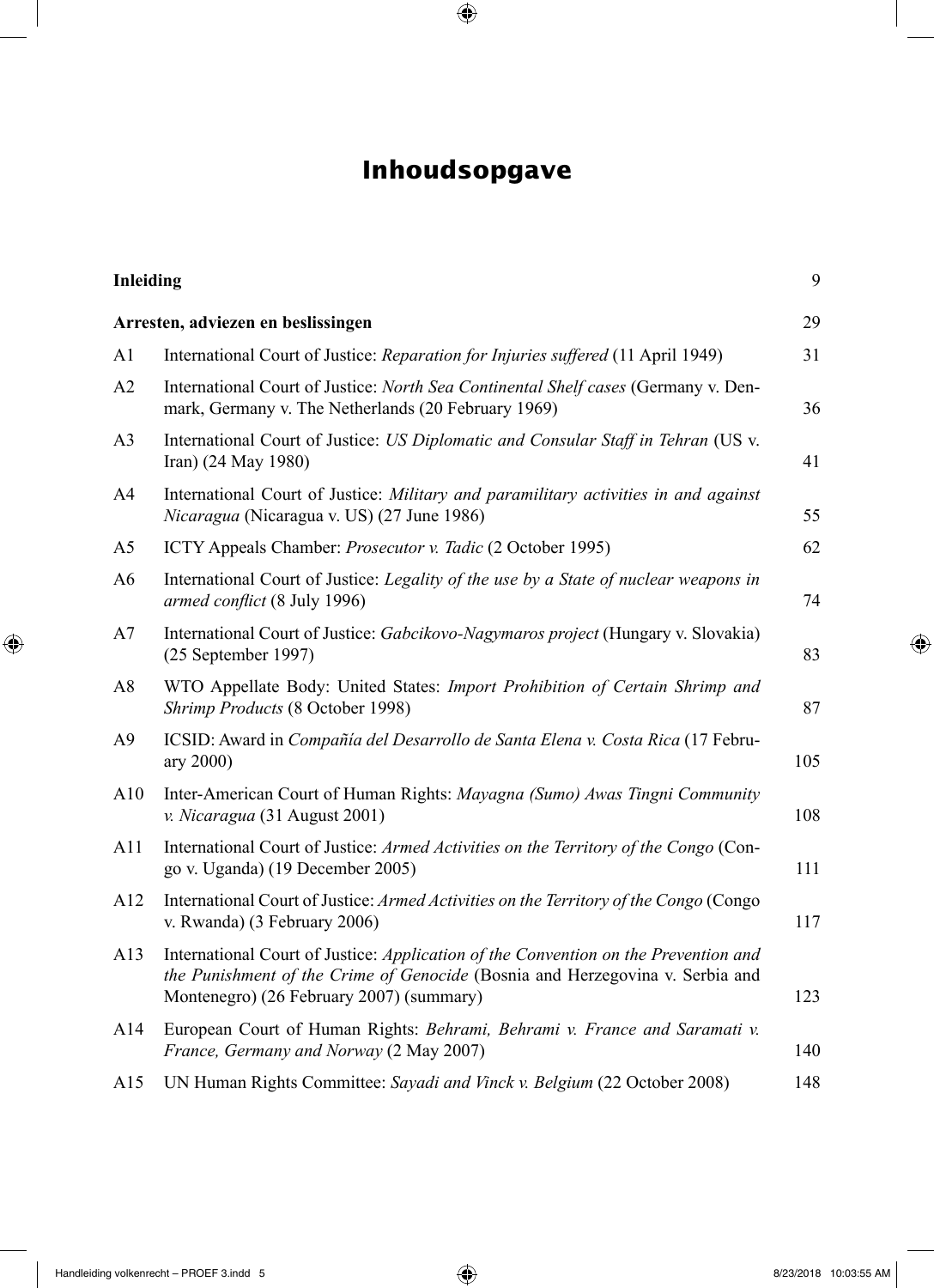# Inhoudsopgave

| | | |
|---|---|---|
| **Inleiding** | | 9 |
| **Arresten, adviezen en beslissingen** | | 29 |
| A1 | International Court of Justice: *Reparation for Injuries suffered* (11 April 1949) | 31 |
| A2 | International Court of Justice: *North Sea Continental Shelf cases* (Germany v. Denmark, Germany v. The Netherlands (20 February 1969) | 36 |
| A3 | International Court of Justice: *US Diplomatic and Consular Staff in Tehran* (US v. Iran) (24 May 1980) | 41 |
| A4 | International Court of Justice: *Military and paramilitary activities in and against Nicaragua* (Nicaragua v. US) (27 June 1986) | 55 |
| A5 | ICTY Appeals Chamber: *Prosecutor v. Tadic* (2 October 1995) | 62 |
| A6 | International Court of Justice: *Legality of the use by a State of nuclear weapons in armed conflict* (8 July 1996) | 74 |
| A7 | International Court of Justice: *Gabcikovo-Nagymaros project* (Hungary v. Slovakia) (25 September 1997) | 83 |
| A8 | WTO Appellate Body: United States: *Import Prohibition of Certain Shrimp and Shrimp Products* (8 October 1998) | 87 |
| A9 | ICSID: Award in *Compañía del Desarrollo de Santa Elena v. Costa Rica* (17 February 2000) | 105 |
| A10 | Inter-American Court of Human Rights: *Mayagna (Sumo) Awas Tingni Community v. Nicaragua* (31 August 2001) | 108 |
| A11 | International Court of Justice: *Armed Activities on the Territory of the Congo* (Congo v. Uganda) (19 December 2005) | 111 |
| A12 | International Court of Justice: *Armed Activities on the Territory of the Congo* (Congo v. Rwanda) (3 February 2006) | 117 |
| A13 | International Court of Justice: *Application of the Convention on the Prevention and the Punishment of the Crime of Genocide* (Bosnia and Herzegovina v. Serbia and Montenegro) (26 February 2007) (summary) | 123 |
| A14 | European Court of Human Rights: *Behrami, Behrami v. France and Saramati v. France, Germany and Norway* (2 May 2007) | 140 |
| A15 | UN Human Rights Committee: *Sayadi and Vinck v. Belgium* (22 October 2008) | 148 |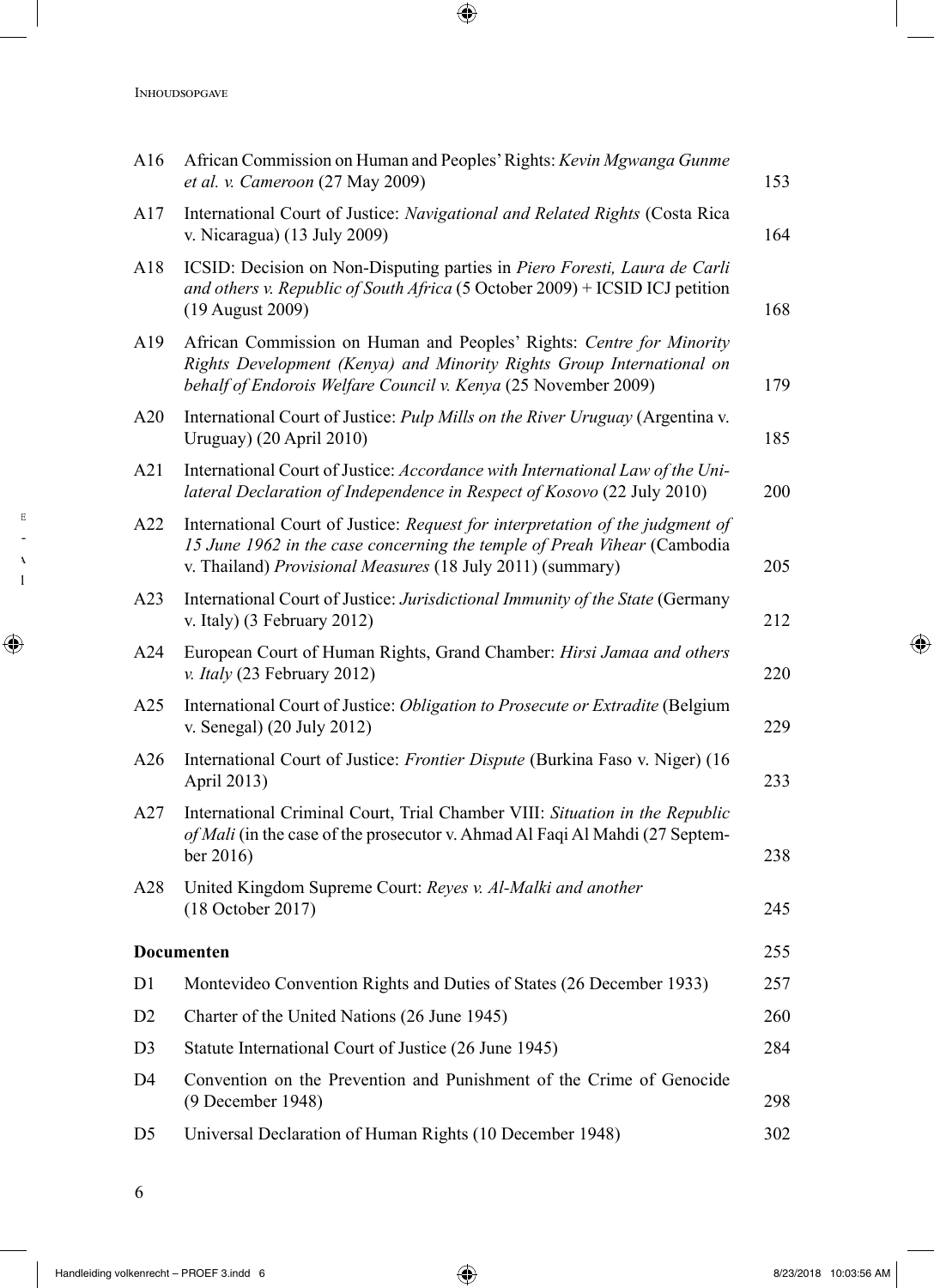| | | |
|---|---|---|
| A16 | African Commission on Human and Peoples' Rights: *Kevin Mgwanga Gunme et al. v. Cameroon* (27 May 2009) | 153 |
| A17 | International Court of Justice: *Navigational and Related Rights* (Costa Rica v. Nicaragua) (13 July 2009) | 164 |
| A18 | ICSID: Decision on Non-Disputing parties in *Piero Foresti, Laura de Carli and others v. Republic of South Africa* (5 October 2009) + ICSID ICJ petition (19 August 2009) | 168 |
| A19 | African Commission on Human and Peoples' Rights: *Centre for Minority Rights Development (Kenya) and Minority Rights Group International on behalf of Endorois Welfare Council v. Kenya* (25 November 2009) | 179 |
| A20 | International Court of Justice: *Pulp Mills on the River Uruguay* (Argentina v. Uruguay) (20 April 2010) | 185 |
| A21 | International Court of Justice: *Accordance with International Law of the Unilateral Declaration of Independence in Respect of Kosovo* (22 July 2010) | 200 |
| A22 | International Court of Justice: *Request for interpretation of the judgment of 15 June 1962 in the case concerning the temple of Preah Vihear* (Cambodia v. Thailand) *Provisional Measures* (18 July 2011) (summary) | 205 |
| A23 | International Court of Justice: *Jurisdictional Immunity of the State* (Germany v. Italy) (3 February 2012) | 212 |
| A24 | European Court of Human Rights, Grand Chamber: *Hirsi Jamaa and others v. Italy* (23 February 2012) | 220 |
| A25 | International Court of Justice: *Obligation to Prosecute or Extradite* (Belgium v. Senegal) (20 July 2012) | 229 |
| A26 | International Court of Justice: *Frontier Dispute* (Burkina Faso v. Niger) (16 April 2013) | 233 |
| A27 | International Criminal Court, Trial Chamber VIII: *Situation in the Republic of Mali* (in the case of the prosecutor v. Ahmad Al Faqi Al Mahdi (27 September 2016) | 238 |
| A28 | United Kingdom Supreme Court: *Reyes v. Al-Malki and another* (18 October 2017) | 245 |
| **Documenten** | | 255 |
| D1 | Montevideo Convention Rights and Duties of States (26 December 1933) | 257 |
| D2 | Charter of the United Nations (26 June 1945) | 260 |
| D3 | Statute International Court of Justice (26 June 1945) | 284 |
| D4 | Convention on the Prevention and Punishment of the Crime of Genocide (9 December 1948) | 298 |
| D5 | Universal Declaration of Human Rights (10 December 1948) | 302 |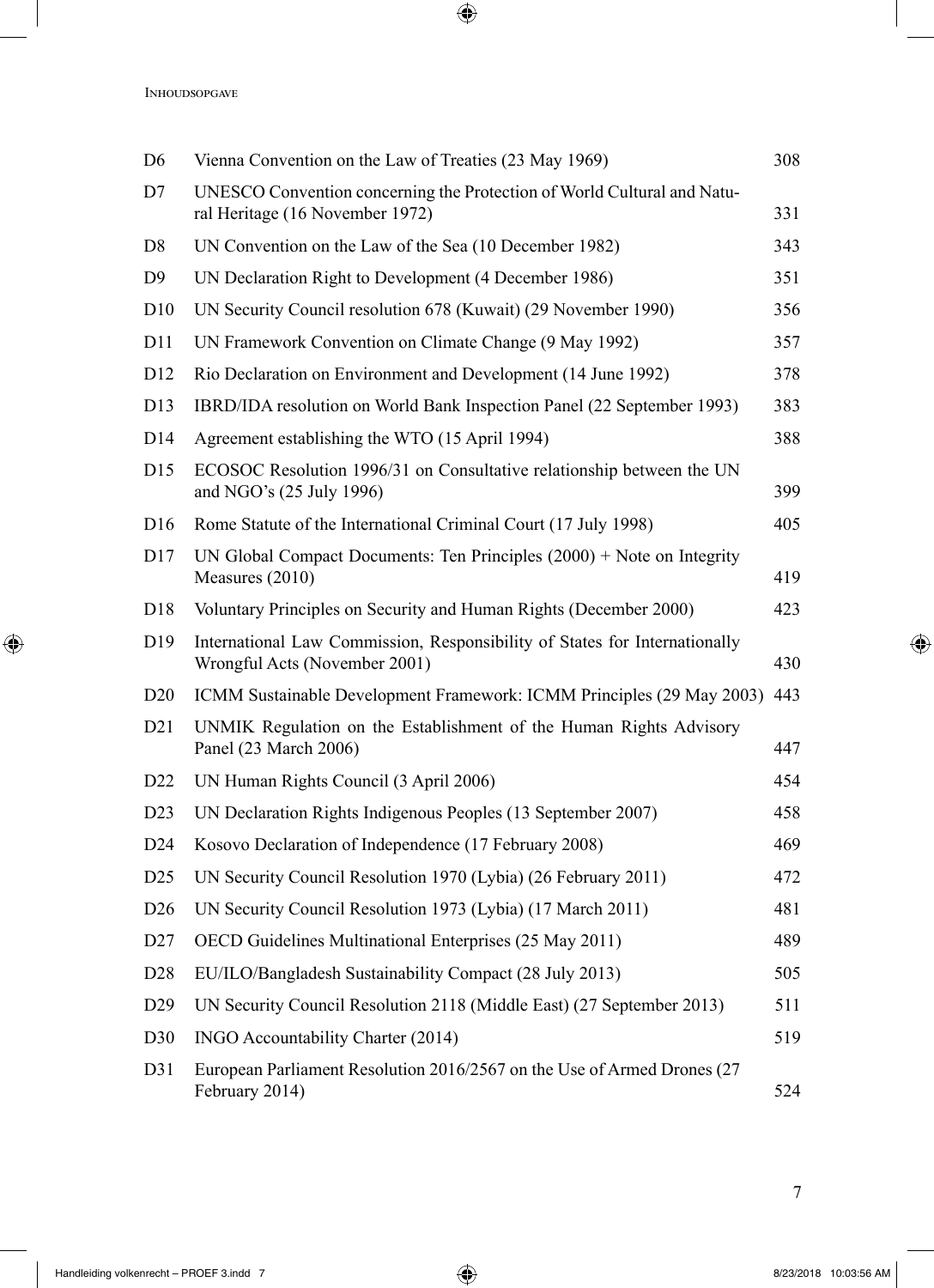| | | |
|---|---|---|
| D6 | Vienna Convention on the Law of Treaties (23 May 1969) | 308 |
| D7 | UNESCO Convention concerning the Protection of World Cultural and Natural Heritage (16 November 1972) | 331 |
| D8 | UN Convention on the Law of the Sea (10 December 1982) | 343 |
| D9 | UN Declaration Right to Development (4 December 1986) | 351 |
| D10 | UN Security Council resolution 678 (Kuwait) (29 November 1990) | 356 |
| D11 | UN Framework Convention on Climate Change (9 May 1992) | 357 |
| D12 | Rio Declaration on Environment and Development (14 June 1992) | 378 |
| D13 | IBRD/IDA resolution on World Bank Inspection Panel (22 September 1993) | 383 |
| D14 | Agreement establishing the WTO (15 April 1994) | 388 |
| D15 | ECOSOC Resolution 1996/31 on Consultative relationship between the UN and NGO's (25 July 1996) | 399 |
| D16 | Rome Statute of the International Criminal Court (17 July 1998) | 405 |
| D17 | UN Global Compact Documents: Ten Principles (2000) + Note on Integrity Measures (2010) | 419 |
| D18 | Voluntary Principles on Security and Human Rights (December 2000) | 423 |
| D19 | International Law Commission, Responsibility of States for Internationally Wrongful Acts (November 2001) | 430 |
| D20 | ICMM Sustainable Development Framework: ICMM Principles (29 May 2003) | 443 |
| D21 | UNMIK Regulation on the Establishment of the Human Rights Advisory Panel (23 March 2006) | 447 |
| D22 | UN Human Rights Council (3 April 2006) | 454 |
| D23 | UN Declaration Rights Indigenous Peoples (13 September 2007) | 458 |
| D24 | Kosovo Declaration of Independence (17 February 2008) | 469 |
| D25 | UN Security Council Resolution 1970 (Lybia) (26 February 2011) | 472 |
| D26 | UN Security Council Resolution 1973 (Lybia) (17 March 2011) | 481 |
| D27 | OECD Guidelines Multinational Enterprises (25 May 2011) | 489 |
| D28 | EU/ILO/Bangladesh Sustainability Compact (28 July 2013) | 505 |
| D29 | UN Security Council Resolution 2118 (Middle East) (27 September 2013) | 511 |
| D30 | INGO Accountability Charter (2014) | 519 |
| D31 | European Parliament Resolution 2016/2567 on the Use of Armed Drones (27 February 2014) | 524 |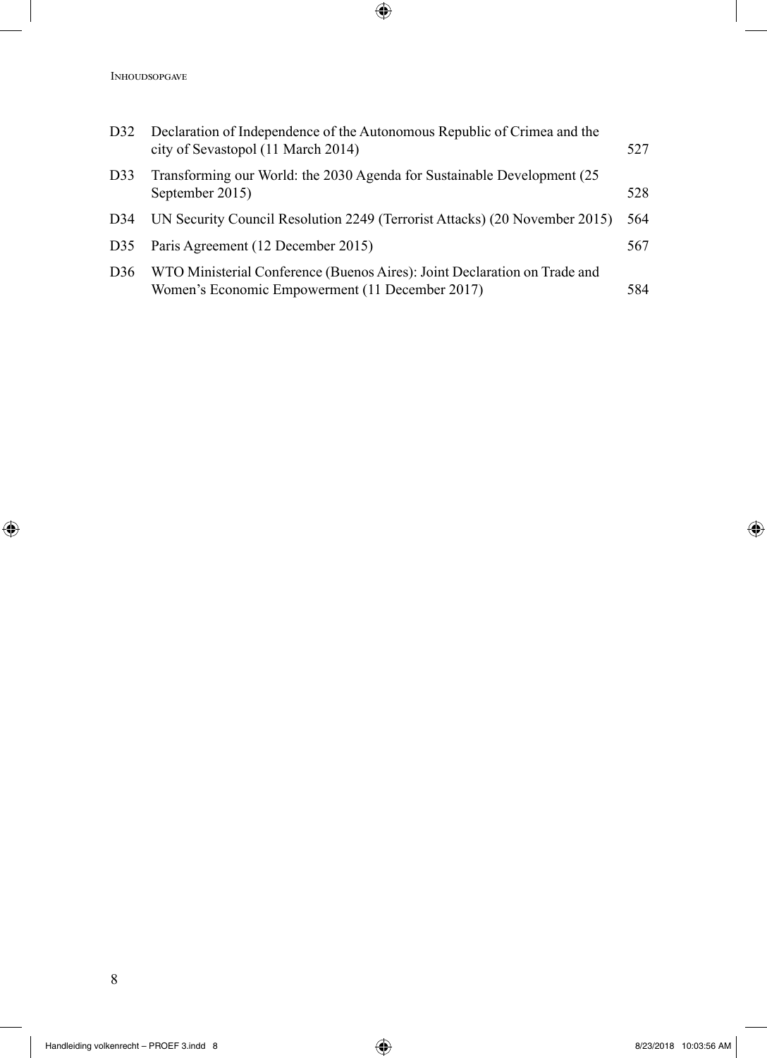| | | |
|---|---|---|
| D32 | Declaration of Independence of the Autonomous Republic of Crimea and the city of Sevastopol (11 March 2014) | 527 |
| D33 | Transforming our World: the 2030 Agenda for Sustainable Development (25 September 2015) | 528 |
| D34 | UN Security Council Resolution 2249 (Terrorist Attacks) (20 November 2015) | 564 |
| D35 | Paris Agreement (12 December 2015) | 567 |
| D36 | WTO Ministerial Conference (Buenos Aires): Joint Declaration on Trade and Women's Economic Empowerment (11 December 2017) | 584 |